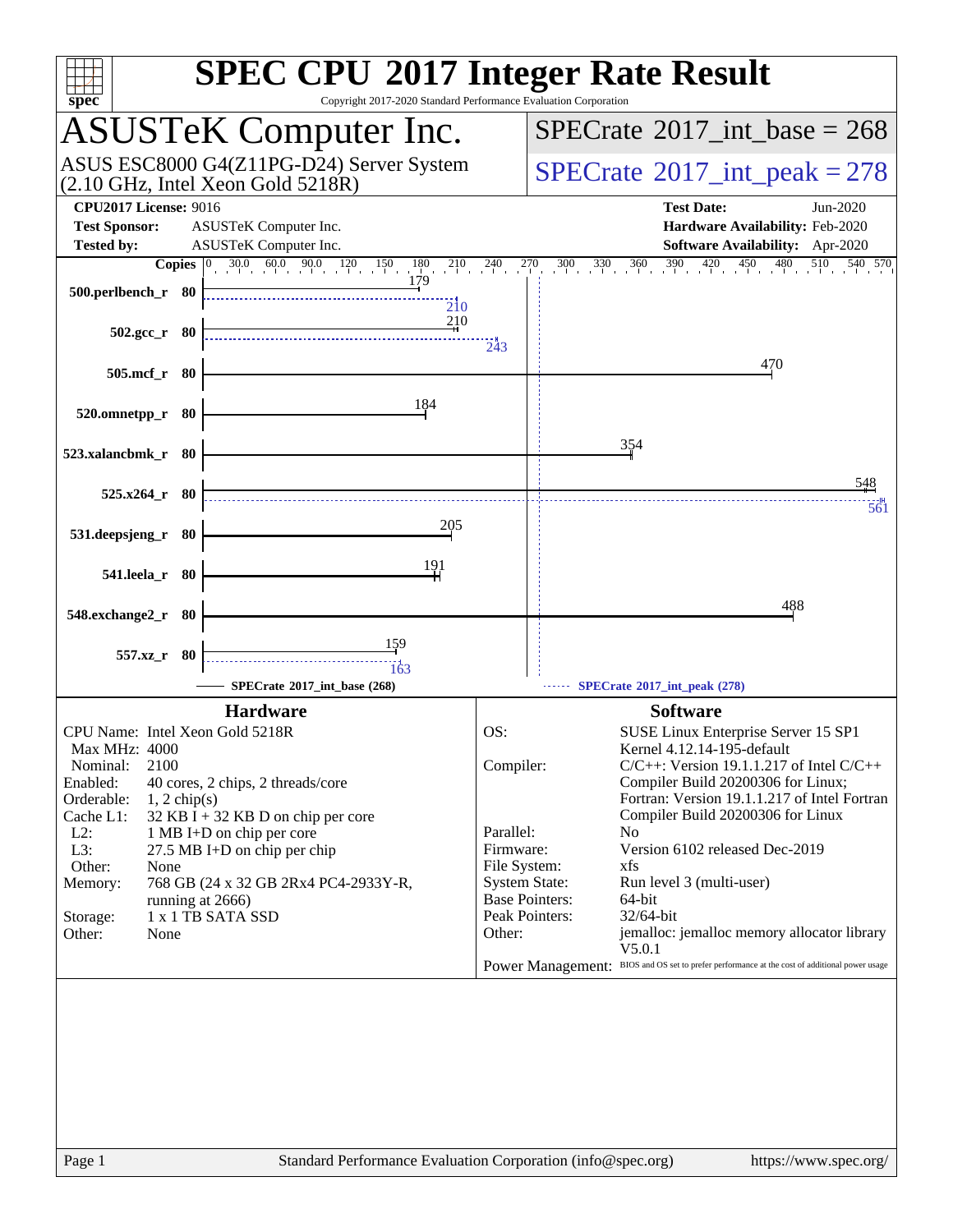# SPEC CPU 2017 Integer Rate Result

Copyright 2017-2020 Standard Performance Evaluation Corporation

## ASUSTeK Computer Inc.

ASUS ESC8000 G4(Z11PG-D24) Server System (2.10 GHz, Intel Xeon Gold 5218R)

SPECrate 2017_int_base = 268

SPECrate 2017_int_peak = 278

**CPU2017 License:** 9016
**Test Sponsor:** ASUSTeK Computer Inc.
**Tested by:** ASUSTeK Computer Inc.

**Test Date:** Jun-2020
**Hardware Availability:** Feb-2020
**Software Availability:** Apr-2020

| Benchmark | Copies | Base | Peak |
|---|---|---|---|
| 500.perlbench_r | 80 | 179 | 210 |
| 502.gcc_r | 80 | 210 | 243 |
| 505.mcf_r | 80 | 470 | |
| 520.omnetpp_r | 80 | 184 | |
| 523.xalancbmk_r | 80 | 354 | |
| 525.x264_r | 80 | 548 | 561 |
| 531.deepsjeng_r | 80 | 205 | |
| 541.leela_r | 80 | 191 | |
| 548.exchange2_r | 80 | 488 | |
| 557.xz_r | 80 | 159 | 163 |

SPECrate 2017_int_base (268) — SPECrate 2017_int_peak (278)

### Hardware

| | |
|---|---|
| CPU Name: | Intel Xeon Gold 5218R |
| Max MHz: | 4000 |
| Nominal: | 2100 |
| Enabled: | 40 cores, 2 chips, 2 threads/core |
| Orderable: | 1, 2 chip(s) |
| Cache L1: | 32 KB I + 32 KB D on chip per core |
| L2: | 1 MB I+D on chip per core |
| L3: | 27.5 MB I+D on chip per chip |
| Other: | None |
| Memory: | 768 GB (24 x 32 GB 2Rx4 PC4-2933Y-R, running at 2666) |
| Storage: | 1 x 1 TB SATA SSD |
| Other: | None |

### Software

| | |
|---|---|
| OS: | SUSE Linux Enterprise Server 15 SP1 Kernel 4.12.14-195-default |
| Compiler: | C/C++: Version 19.1.1.217 of Intel C/C++ Compiler Build 20200306 for Linux; Fortran: Version 19.1.1.217 of Intel Fortran Compiler Build 20200306 for Linux |
| Parallel: | No |
| Firmware: | Version 6102 released Dec-2019 |
| File System: | xfs |
| System State: | Run level 3 (multi-user) |
| Base Pointers: | 64-bit |
| Peak Pointers: | 32/64-bit |
| Other: | jemalloc: jemalloc memory allocator library V5.0.1 |
| Power Management: | BIOS and OS set to prefer performance at the cost of additional power usage |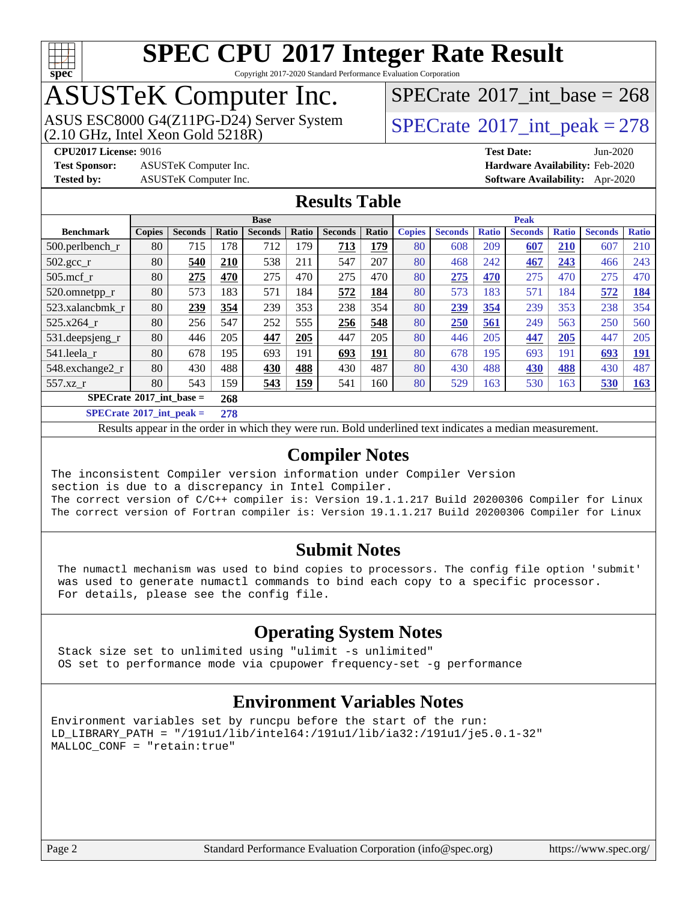# SPEC CPU 2017 Integer Rate Result

Copyright 2017-2020 Standard Performance Evaluation Corporation

## ASUSTeK Computer Inc.

ASUS ESC8000 G4(Z11PG-D24) Server System (2.10 GHz, Intel Xeon Gold 5218R)

SPECrate 2017_int_base = 268

SPECrate 2017_int_peak = 278

**CPU2017 License:** 9016
**Test Sponsor:** ASUSTeK Computer Inc.
**Tested by:** ASUSTeK Computer Inc.
**Test Date:** Jun-2020
**Hardware Availability:** Feb-2020
**Software Availability:** Apr-2020

## Results Table

| Benchmark | Base | | | | | | | Peak | | | | | | |
|---|---|---|---|---|---|---|---|---|---|---|---|---|---|---|
| | Copies | Seconds | Ratio | Seconds | Ratio | Seconds | Ratio | Copies | Seconds | Ratio | Seconds | Ratio | Seconds | Ratio |
| 500.perlbench_r | 80 | 715 | 178 | 712 | 179 | **713** | **179** | 80 | 608 | 209 | **607** | **210** | 607 | 210 |
| 502.gcc_r | 80 | **540** | **210** | 538 | 211 | 547 | 207 | 80 | 468 | 242 | **467** | **243** | 466 | 243 |
| 505.mcf_r | 80 | **275** | **470** | 275 | 470 | 275 | 470 | 80 | **275** | **470** | 275 | 470 | 275 | 470 |
| 520.omnetpp_r | 80 | 573 | 183 | 571 | 184 | **572** | **184** | 80 | 573 | 183 | 571 | 184 | **572** | **184** |
| 523.xalancbmk_r | 80 | **239** | **354** | 239 | 353 | 238 | 354 | 80 | **239** | **354** | 239 | 353 | 238 | 354 |
| 525.x264_r | 80 | 256 | 547 | 252 | 555 | **256** | **548** | 80 | **250** | **561** | 249 | 563 | 250 | 560 |
| 531.deepsjeng_r | 80 | 446 | 205 | **447** | **205** | 447 | 205 | 80 | 446 | 205 | **447** | **205** | 447 | 205 |
| 541.leela_r | 80 | 678 | 195 | 693 | 191 | **693** | **191** | 80 | 678 | 195 | 693 | 191 | **693** | **191** |
| 548.exchange2_r | 80 | 430 | 488 | **430** | **488** | 430 | 487 | 80 | 430 | 488 | **430** | **488** | 430 | 487 |
| 557.xz_r | 80 | 543 | 159 | **543** | **159** | 541 | 160 | 80 | 529 | 163 | 530 | 163 | **530** | **163** |

**SPECrate 2017_int_base = 268**

**SPECrate 2017_int_peak = 278**

Results appear in the order in which they were run. Bold underlined text indicates a median measurement.

## Compiler Notes

```
The inconsistent Compiler version information under Compiler Version
section is due to a discrepancy in Intel Compiler.
The correct version of C/C++ compiler is: Version 19.1.1.217 Build 20200306 Compiler for Linux
The correct version of Fortran compiler is: Version 19.1.1.217 Build 20200306 Compiler for Linux
```

## Submit Notes

```
The numactl mechanism was used to bind copies to processors. The config file option 'submit'
was used to generate numactl commands to bind each copy to a specific processor.
For details, please see the config file.
```

## Operating System Notes

```
Stack size set to unlimited using "ulimit -s unlimited"
OS set to performance mode via cpupower frequency-set -g performance
```

## Environment Variables Notes

```
Environment variables set by runcpu before the start of the run:
LD_LIBRARY_PATH = "/191u1/lib/intel64:/191u1/lib/ia32:/191u1/je5.0.1-32"
MALLOC_CONF = "retain:true"
```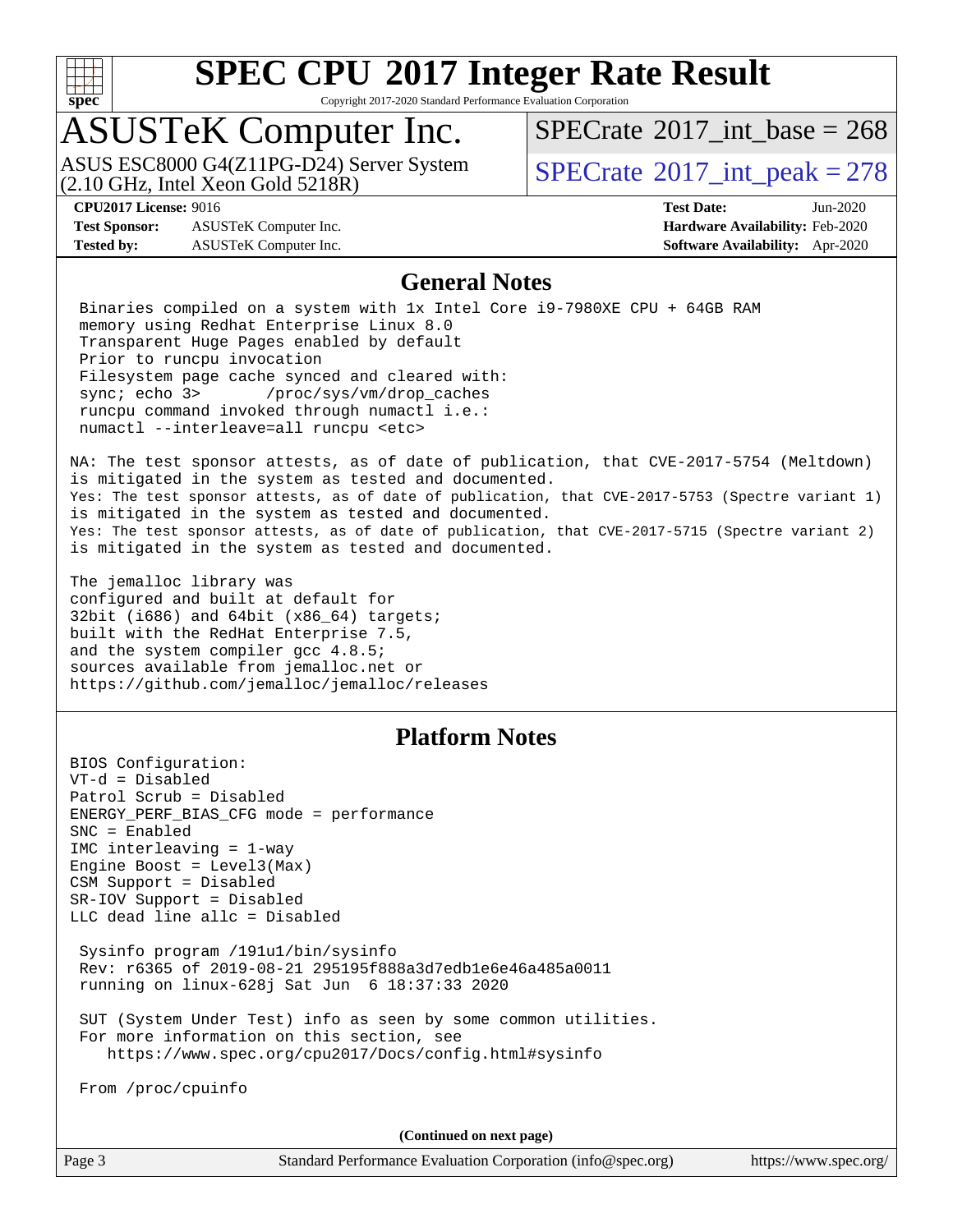# SPEC CPU 2017 Integer Rate Result

Copyright 2017-2020 Standard Performance Evaluation Corporation

## ASUSTeK Computer Inc.

ASUS ESC8000 G4(Z11PG-D24) Server System (2.10 GHz, Intel Xeon Gold 5218R)

SPECrate 2017_int_base = 268

SPECrate 2017_int_peak = 278

**CPU2017 License:** 9016
**Test Sponsor:** ASUSTeK Computer Inc.
**Tested by:** ASUSTeK Computer Inc.

**Test Date:** Jun-2020
**Hardware Availability:** Feb-2020
**Software Availability:** Apr-2020

## General Notes

```
 Binaries compiled on a system with 1x Intel Core i9-7980XE CPU + 64GB RAM
 memory using Redhat Enterprise Linux 8.0
 Transparent Huge Pages enabled by default
 Prior to runcpu invocation
 Filesystem page cache synced and cleared with:
 sync; echo 3>       /proc/sys/vm/drop_caches
 runcpu command invoked through numactl i.e.:
 numactl --interleave=all runcpu <etc>

NA: The test sponsor attests, as of date of publication, that CVE-2017-5754 (Meltdown)
is mitigated in the system as tested and documented.
Yes: The test sponsor attests, as of date of publication, that CVE-2017-5753 (Spectre variant 1)
is mitigated in the system as tested and documented.
Yes: The test sponsor attests, as of date of publication, that CVE-2017-5715 (Spectre variant 2)
is mitigated in the system as tested and documented.

The jemalloc library was
configured and built at default for
32bit (i686) and 64bit (x86_64) targets;
built with the RedHat Enterprise 7.5,
and the system compiler gcc 4.8.5;
sources available from jemalloc.net or
https://github.com/jemalloc/jemalloc/releases
```

## Platform Notes

```
BIOS Configuration:
VT-d = Disabled
Patrol Scrub = Disabled
ENERGY_PERF_BIAS_CFG mode = performance
SNC = Enabled
IMC interleaving = 1-way
Engine Boost = Level3(Max)
CSM Support = Disabled
SR-IOV Support = Disabled
LLC dead line allc = Disabled

 Sysinfo program /191u1/bin/sysinfo
 Rev: r6365 of 2019-08-21 295195f888a3d7edb1e6e46a485a0011
 running on linux-628j Sat Jun  6 18:37:33 2020

 SUT (System Under Test) info as seen by some common utilities.
 For more information on this section, see
    https://www.spec.org/cpu2017/Docs/config.html#sysinfo

 From /proc/cpuinfo
```

**(Continued on next page)**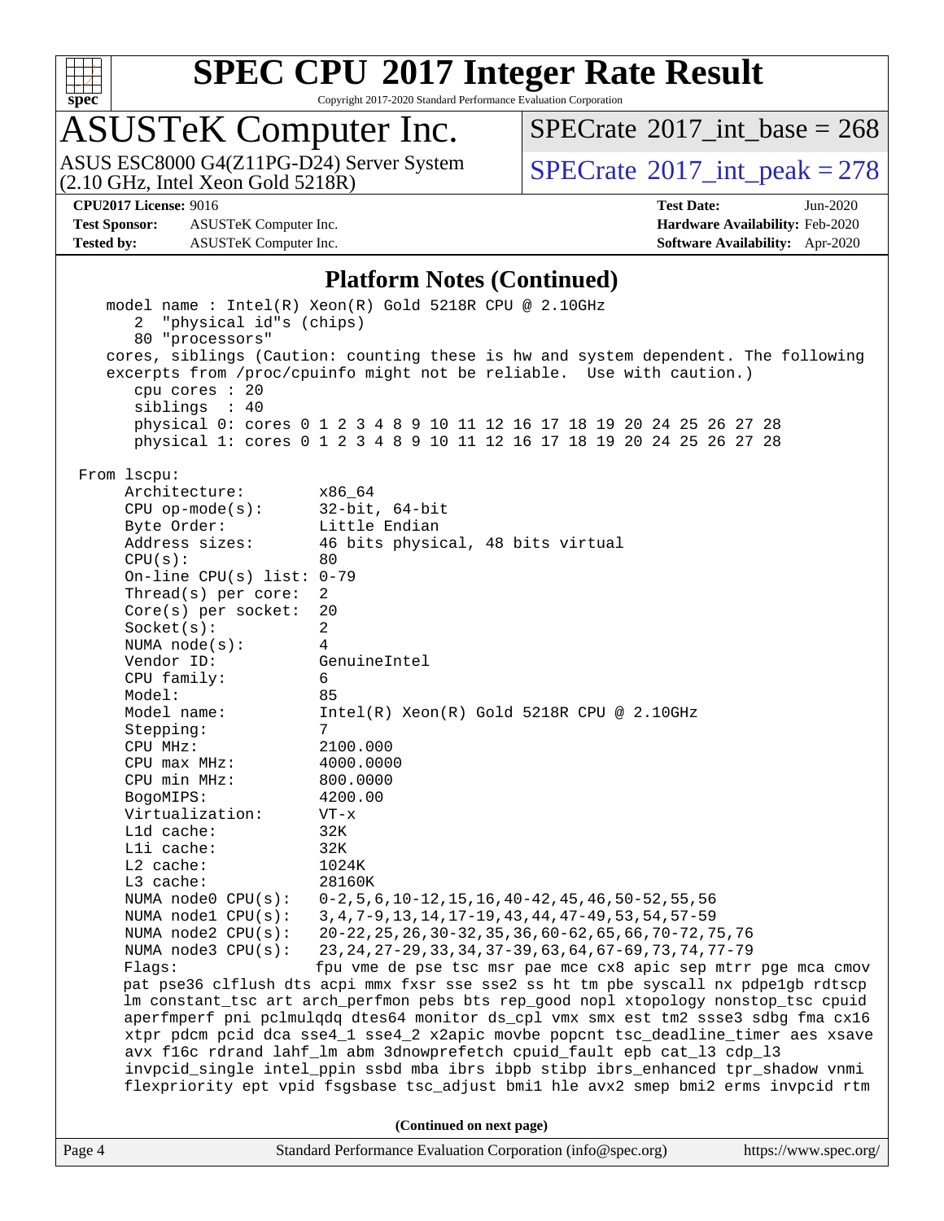# SPEC CPU 2017 Integer Rate Result

Copyright 2017-2020 Standard Performance Evaluation Corporation

## ASUSTeK Computer Inc.

ASUS ESC8000 G4(Z11PG-D24) Server System (2.10 GHz, Intel Xeon Gold 5218R)

SPECrate 2017_int_base = 268

SPECrate 2017_int_peak = 278

**CPU2017 License:** 9016
**Test Sponsor:** ASUSTeK Computer Inc.
**Tested by:** ASUSTeK Computer Inc.

**Test Date:** Jun-2020
**Hardware Availability:** Feb-2020
**Software Availability:** Apr-2020

### Platform Notes (Continued)

```
    model name : Intel(R) Xeon(R) Gold 5218R CPU @ 2.10GHz
       2  "physical id"s (chips)
       80 "processors"
    cores, siblings (Caution: counting these is hw and system dependent. The following
    excerpts from /proc/cpuinfo might not be reliable.  Use with caution.)
       cpu cores : 20
       siblings  : 40
       physical 0: cores 0 1 2 3 4 8 9 10 11 12 16 17 18 19 20 24 25 26 27 28
       physical 1: cores 0 1 2 3 4 8 9 10 11 12 16 17 18 19 20 24 25 26 27 28

 From lscpu:
      Architecture:          x86_64
      CPU op-mode(s):        32-bit, 64-bit
      Byte Order:            Little Endian
      Address sizes:         46 bits physical, 48 bits virtual
      CPU(s):                80
      On-line CPU(s) list: 0-79
      Thread(s) per core:  2
      Core(s) per socket:  20
      Socket(s):             2
      NUMA node(s):          4
      Vendor ID:             GenuineIntel
      CPU family:            6
      Model:                 85
      Model name:            Intel(R) Xeon(R) Gold 5218R CPU @ 2.10GHz
      Stepping:              7
      CPU MHz:               2100.000
      CPU max MHz:           4000.0000
      CPU min MHz:           800.0000
      BogoMIPS:              4200.00
      Virtualization:        VT-x
      L1d cache:             32K
      L1i cache:             32K
      L2 cache:              1024K
      L3 cache:              28160K
      NUMA node0 CPU(s):     0-2,5,6,10-12,15,16,40-42,45,46,50-52,55,56
      NUMA node1 CPU(s):     3,4,7-9,13,14,17-19,43,44,47-49,53,54,57-59
      NUMA node2 CPU(s):     20-22,25,26,30-32,35,36,60-62,65,66,70-72,75,76
      NUMA node3 CPU(s):     23,24,27-29,33,34,37-39,63,64,67-69,73,74,77-79
      Flags:                 fpu vme de pse tsc msr pae mce cx8 apic sep mtrr pge mca cmov
      pat pse36 clflush dts acpi mmx fxsr sse sse2 ss ht tm pbe syscall nx pdpe1gb rdtscp
      lm constant_tsc art arch_perfmon pebs bts rep_good nopl xtopology nonstop_tsc cpuid
      aperfmperf pni pclmulqdq dtes64 monitor ds_cpl vmx smx est tm2 ssse3 sdbg fma cx16
      xtpr pdcm pcid dca sse4_1 sse4_2 x2apic movbe popcnt tsc_deadline_timer aes xsave
      avx f16c rdrand lahf_lm abm 3dnowprefetch cpuid_fault epb cat_l3 cdp_l3
      invpcid_single intel_ppin ssbd mba ibrs ibpb stibp ibrs_enhanced tpr_shadow vnmi
      flexpriority ept vpid fsgsbase tsc_adjust bmi1 hle avx2 smep bmi2 erms invpcid rtm
```

(Continued on next page)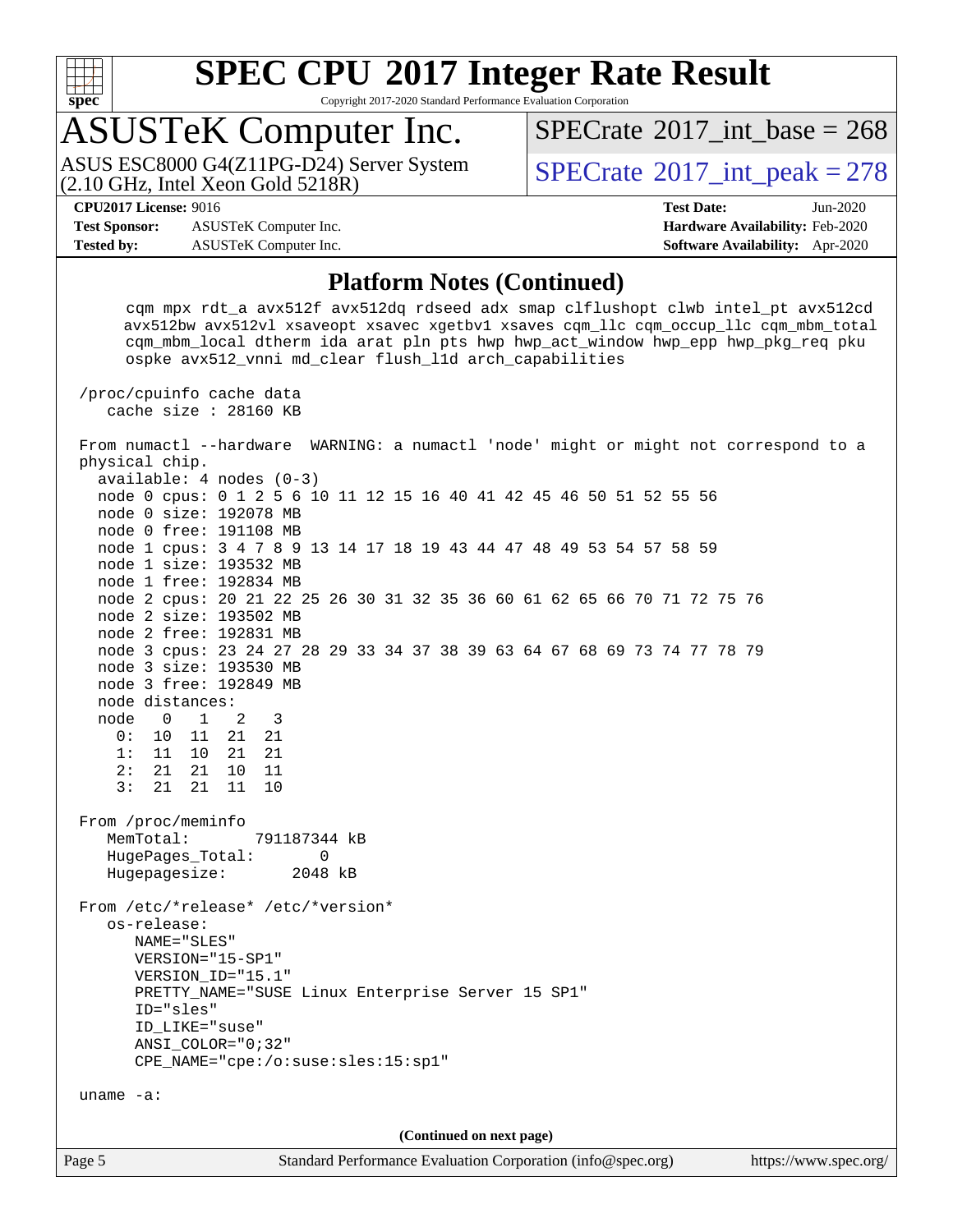# SPEC CPU 2017 Integer Rate Result

Copyright 2017-2020 Standard Performance Evaluation Corporation

## ASUSTeK Computer Inc.

ASUS ESC8000 G4(Z11PG-D24) Server System (2.10 GHz, Intel Xeon Gold 5218R)

SPECrate 2017_int_base = 268

SPECrate 2017_int_peak = 278

**CPU2017 License:** 9016
**Test Sponsor:** ASUSTeK Computer Inc.
**Tested by:** ASUSTeK Computer Inc.

**Test Date:** Jun-2020
**Hardware Availability:** Feb-2020
**Software Availability:** Apr-2020

### Platform Notes (Continued)

```
      cqm mpx rdt_a avx512f avx512dq rdseed adx smap clflushopt clwb intel_pt avx512cd
      avx512bw avx512vl xsaveopt xsavec xgetbv1 xsaves cqm_llc cqm_occup_llc cqm_mbm_total
      cqm_mbm_local dtherm ida arat pln pts hwp hwp_act_window hwp_epp hwp_pkg_req pku
      ospke avx512_vnni md_clear flush_l1d arch_capabilities

 /proc/cpuinfo cache data
    cache size : 28160 KB

 From numactl --hardware  WARNING: a numactl 'node' might or might not correspond to a
 physical chip.
   available: 4 nodes (0-3)
   node 0 cpus: 0 1 2 5 6 10 11 12 15 16 40 41 42 45 46 50 51 52 55 56
   node 0 size: 192078 MB
   node 0 free: 191108 MB
   node 1 cpus: 3 4 7 8 9 13 14 17 18 19 43 44 47 48 49 53 54 57 58 59
   node 1 size: 193532 MB
   node 1 free: 192834 MB
   node 2 cpus: 20 21 22 25 26 30 31 32 35 36 60 61 62 65 66 70 71 72 75 76
   node 2 size: 193502 MB
   node 2 free: 192831 MB
   node 3 cpus: 23 24 27 28 29 33 34 37 38 39 63 64 67 68 69 73 74 77 78 79
   node 3 size: 193530 MB
   node 3 free: 192849 MB
   node distances:
   node   0   1   2   3
     0:  10  11  21  21
     1:  11  10  21  21
     2:  21  21  10  11
     3:  21  21  11  10

 From /proc/meminfo
    MemTotal:       791187344 kB
    HugePages_Total:       0
    Hugepagesize:       2048 kB

 From /etc/*release* /etc/*version*
    os-release:
       NAME="SLES"
       VERSION="15-SP1"
       VERSION_ID="15.1"
       PRETTY_NAME="SUSE Linux Enterprise Server 15 SP1"
       ID="sles"
       ID_LIKE="suse"
       ANSI_COLOR="0;32"
       CPE_NAME="cpe:/o:suse:sles:15:sp1"

 uname -a:
```

(Continued on next page)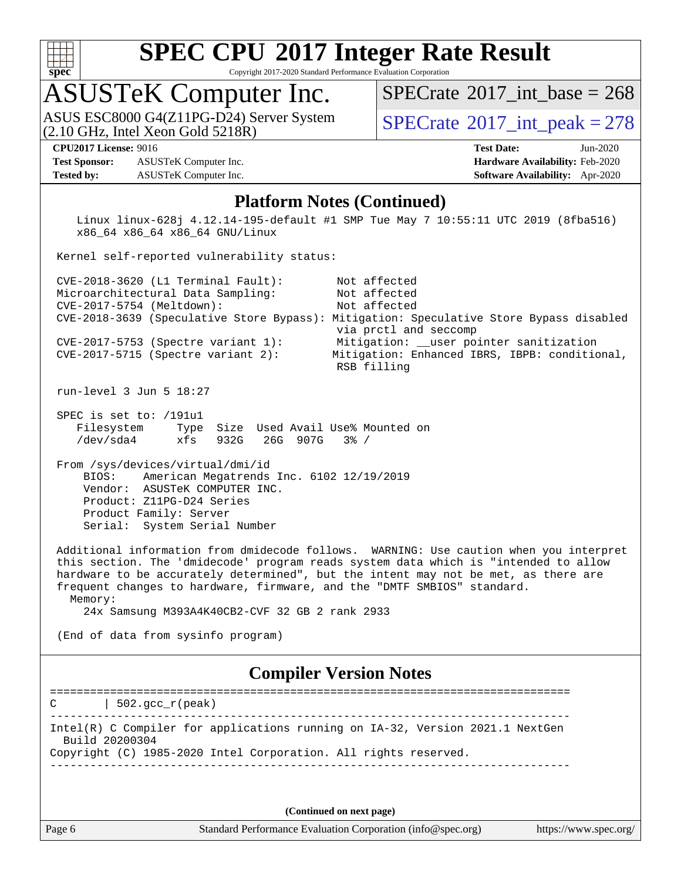## Platform Notes (Continued)

```
   Linux linux-628j 4.12.14-195-default #1 SMP Tue May 7 10:55:11 UTC 2019 (8fba516)
   x86_64 x86_64 x86_64 GNU/Linux

 Kernel self-reported vulnerability status:

 CVE-2018-3620 (L1 Terminal Fault):        Not affected
 Microarchitectural Data Sampling:         Not affected
 CVE-2017-5754 (Meltdown):                 Not affected
 CVE-2018-3639 (Speculative Store Bypass): Mitigation: Speculative Store Bypass disabled
                                           via prctl and seccomp
 CVE-2017-5753 (Spectre variant 1):        Mitigation: __user pointer sanitization
 CVE-2017-5715 (Spectre variant 2):        Mitigation: Enhanced IBRS, IBPB: conditional,
                                           RSB filling

 run-level 3 Jun 5 18:27

 SPEC is set to: /191u1
    Filesystem     Type  Size  Used Avail Use% Mounted on
    /dev/sda4      xfs   932G   26G  907G   3% /

 From /sys/devices/virtual/dmi/id
     BIOS:    American Megatrends Inc. 6102 12/19/2019
     Vendor:  ASUSTeK COMPUTER INC.
     Product: Z11PG-D24 Series
     Product Family: Server
     Serial:  System Serial Number

 Additional information from dmidecode follows.  WARNING: Use caution when you interpret
 this section. The 'dmidecode' program reads system data which is "intended to allow
 hardware to be accurately determined", but the intent may not be met, as there are
 frequent changes to hardware, firmware, and the "DMTF SMBIOS" standard.
   Memory:
     24x Samsung M393A4K40CB2-CVF 32 GB 2 rank 2933

 (End of data from sysinfo program)
```

## Compiler Version Notes

```
==============================================================================
C       | 502.gcc_r(peak)
------------------------------------------------------------------------------
Intel(R) C Compiler for applications running on IA-32, Version 2021.1 NextGen
  Build 20200304
Copyright (C) 1985-2020 Intel Corporation. All rights reserved.
------------------------------------------------------------------------------
```

(Continued on next page)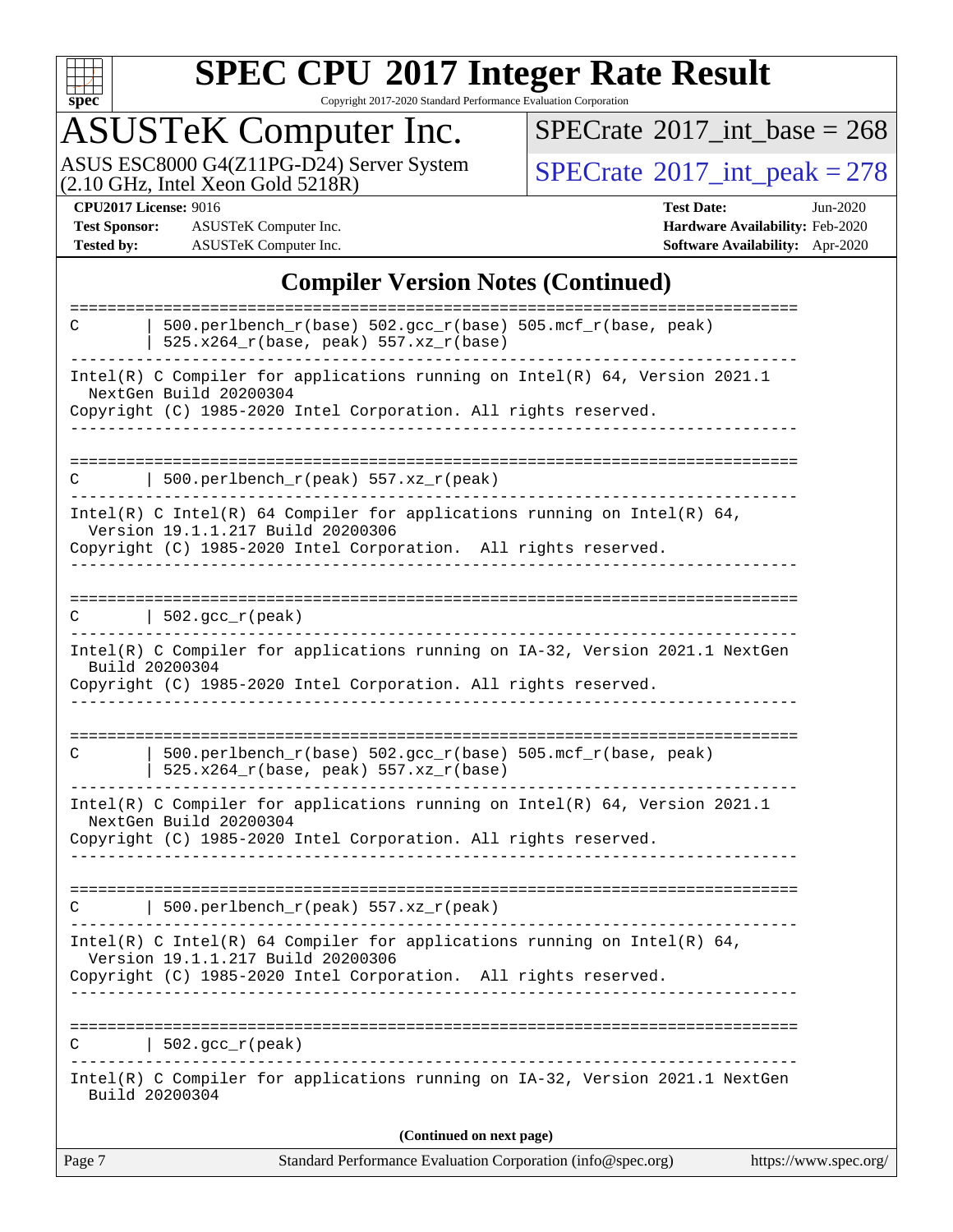# SPEC CPU 2017 Integer Rate Result

Copyright 2017-2020 Standard Performance Evaluation Corporation

## ASUSTeK Computer Inc.

ASUS ESC8000 G4(Z11PG-D24) Server System (2.10 GHz, Intel Xeon Gold 5218R)

SPECrate 2017_int_base = 268

SPECrate 2017_int_peak = 278

**CPU2017 License:** 9016
**Test Sponsor:** ASUSTeK Computer Inc.
**Tested by:** ASUSTeK Computer Inc.

**Test Date:** Jun-2020
**Hardware Availability:** Feb-2020
**Software Availability:** Apr-2020

## Compiler Version Notes (Continued)

```
==============================================================================
C       | 500.perlbench_r(base) 502.gcc_r(base) 505.mcf_r(base, peak)
        | 525.x264_r(base, peak) 557.xz_r(base)
------------------------------------------------------------------------------
Intel(R) C Compiler for applications running on Intel(R) 64, Version 2021.1
  NextGen Build 20200304
Copyright (C) 1985-2020 Intel Corporation. All rights reserved.
------------------------------------------------------------------------------

==============================================================================
C       | 500.perlbench_r(peak) 557.xz_r(peak)
------------------------------------------------------------------------------
Intel(R) C Intel(R) 64 Compiler for applications running on Intel(R) 64,
  Version 19.1.1.217 Build 20200306
Copyright (C) 1985-2020 Intel Corporation.  All rights reserved.
------------------------------------------------------------------------------

==============================================================================
C       | 502.gcc_r(peak)
------------------------------------------------------------------------------
Intel(R) C Compiler for applications running on IA-32, Version 2021.1 NextGen
  Build 20200304
Copyright (C) 1985-2020 Intel Corporation. All rights reserved.
------------------------------------------------------------------------------

==============================================================================
C       | 500.perlbench_r(base) 502.gcc_r(base) 505.mcf_r(base, peak)
        | 525.x264_r(base, peak) 557.xz_r(base)
------------------------------------------------------------------------------
Intel(R) C Compiler for applications running on Intel(R) 64, Version 2021.1
  NextGen Build 20200304
Copyright (C) 1985-2020 Intel Corporation. All rights reserved.
------------------------------------------------------------------------------

==============================================================================
C       | 500.perlbench_r(peak) 557.xz_r(peak)
------------------------------------------------------------------------------
Intel(R) C Intel(R) 64 Compiler for applications running on Intel(R) 64,
  Version 19.1.1.217 Build 20200306
Copyright (C) 1985-2020 Intel Corporation.  All rights reserved.
------------------------------------------------------------------------------

==============================================================================
C       | 502.gcc_r(peak)
------------------------------------------------------------------------------
Intel(R) C Compiler for applications running on IA-32, Version 2021.1 NextGen
  Build 20200304
```

**(Continued on next page)**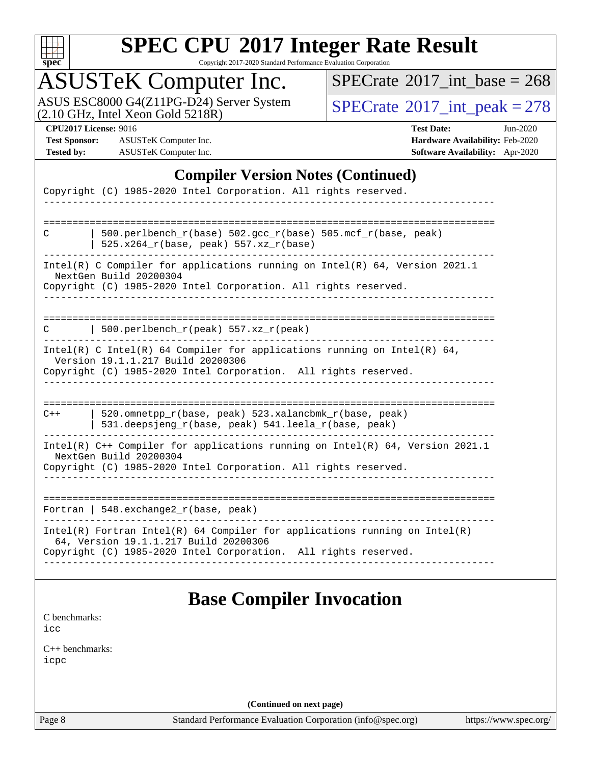## Compiler Version Notes (Continued)

```
Copyright (C) 1985-2020 Intel Corporation. All rights reserved.
------------------------------------------------------------------------------

==============================================================================
C       | 500.perlbench_r(base) 502.gcc_r(base) 505.mcf_r(base, peak)
        | 525.x264_r(base, peak) 557.xz_r(base)
------------------------------------------------------------------------------
Intel(R) C Compiler for applications running on Intel(R) 64, Version 2021.1
  NextGen Build 20200304
Copyright (C) 1985-2020 Intel Corporation. All rights reserved.
------------------------------------------------------------------------------

==============================================================================
C       | 500.perlbench_r(peak) 557.xz_r(peak)
------------------------------------------------------------------------------
Intel(R) C Intel(R) 64 Compiler for applications running on Intel(R) 64,
  Version 19.1.1.217 Build 20200306
Copyright (C) 1985-2020 Intel Corporation.  All rights reserved.
------------------------------------------------------------------------------

==============================================================================
C++     | 520.omnetpp_r(base, peak) 523.xalancbmk_r(base, peak)
        | 531.deepsjeng_r(base, peak) 541.leela_r(base, peak)
------------------------------------------------------------------------------
Intel(R) C++ Compiler for applications running on Intel(R) 64, Version 2021.1
  NextGen Build 20200304
Copyright (C) 1985-2020 Intel Corporation. All rights reserved.
------------------------------------------------------------------------------

==============================================================================
Fortran | 548.exchange2_r(base, peak)
------------------------------------------------------------------------------
Intel(R) Fortran Intel(R) 64 Compiler for applications running on Intel(R)
  64, Version 19.1.1.217 Build 20200306
Copyright (C) 1985-2020 Intel Corporation.  All rights reserved.
------------------------------------------------------------------------------
```

## Base Compiler Invocation

C benchmarks:
icc

C++ benchmarks:
icpc

(Continued on next page)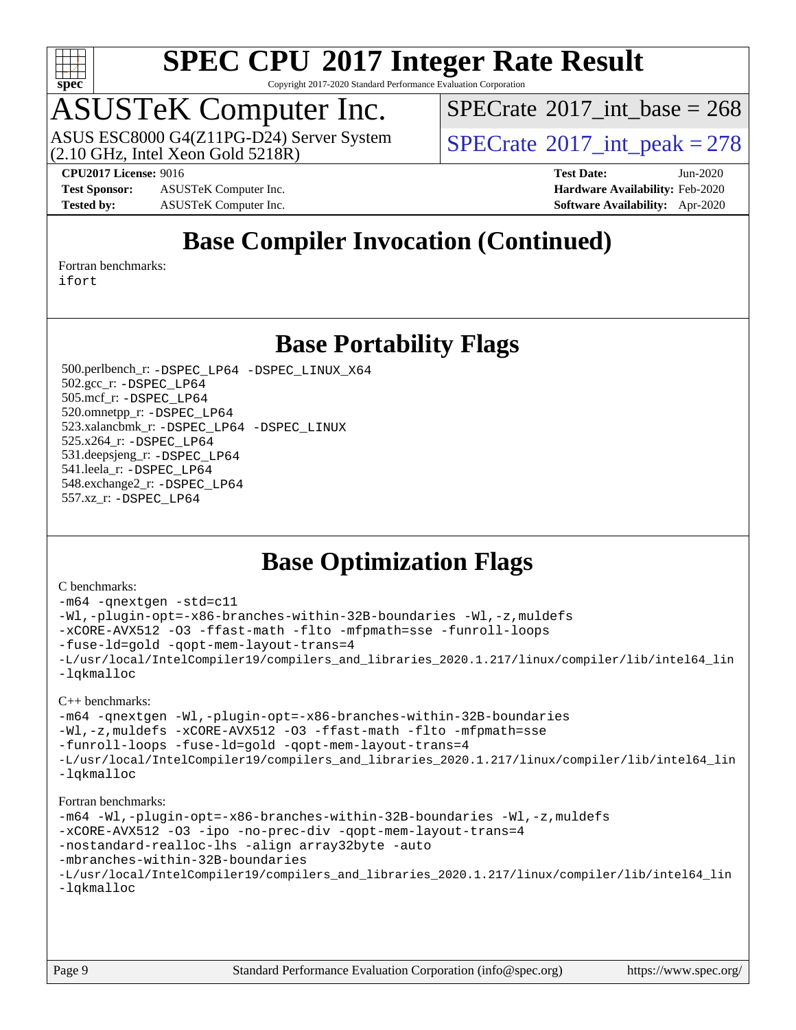# SPEC CPU 2017 Integer Rate Result

Copyright 2017-2020 Standard Performance Evaluation Corporation

# ASUSTeK Computer Inc.

ASUS ESC8000 G4(Z11PG-D24) Server System
(2.10 GHz, Intel Xeon Gold 5218R)

SPECrate 2017_int_base = 268

SPECrate 2017_int_peak = 278

**CPU2017 License:** 9016
**Test Sponsor:** ASUSTeK Computer Inc.
**Tested by:** ASUSTeK Computer Inc.

**Test Date:** Jun-2020
**Hardware Availability:** Feb-2020
**Software Availability:** Apr-2020

## Base Compiler Invocation (Continued)

Fortran benchmarks:
ifort

## Base Portability Flags

500.perlbench_r: -DSPEC_LP64 -DSPEC_LINUX_X64
502.gcc_r: -DSPEC_LP64
505.mcf_r: -DSPEC_LP64
520.omnetpp_r: -DSPEC_LP64
523.xalancbmk_r: -DSPEC_LP64 -DSPEC_LINUX
525.x264_r: -DSPEC_LP64
531.deepsjeng_r: -DSPEC_LP64
541.leela_r: -DSPEC_LP64
548.exchange2_r: -DSPEC_LP64
557.xz_r: -DSPEC_LP64

## Base Optimization Flags

C benchmarks:

```
-m64 -qnextgen -std=c11
-Wl,-plugin-opt=-x86-branches-within-32B-boundaries -Wl,-z,muldefs
-xCORE-AVX512 -O3 -ffast-math -flto -mfpmath=sse -funroll-loops
-fuse-ld=gold -qopt-mem-layout-trans=4
-L/usr/local/IntelCompiler19/compilers_and_libraries_2020.1.217/linux/compiler/lib/intel64_lin
-lqkmalloc
```

C++ benchmarks:

```
-m64 -qnextgen -Wl,-plugin-opt=-x86-branches-within-32B-boundaries
-Wl,-z,muldefs -xCORE-AVX512 -O3 -ffast-math -flto -mfpmath=sse
-funroll-loops -fuse-ld=gold -qopt-mem-layout-trans=4
-L/usr/local/IntelCompiler19/compilers_and_libraries_2020.1.217/linux/compiler/lib/intel64_lin
-lqkmalloc
```

Fortran benchmarks:

```
-m64 -Wl,-plugin-opt=-x86-branches-within-32B-boundaries -Wl,-z,muldefs
-xCORE-AVX512 -O3 -ipo -no-prec-div -qopt-mem-layout-trans=4
-nostandard-realloc-lhs -align array32byte -auto
-mbranches-within-32B-boundaries
-L/usr/local/IntelCompiler19/compilers_and_libraries_2020.1.217/linux/compiler/lib/intel64_lin
-lqkmalloc
```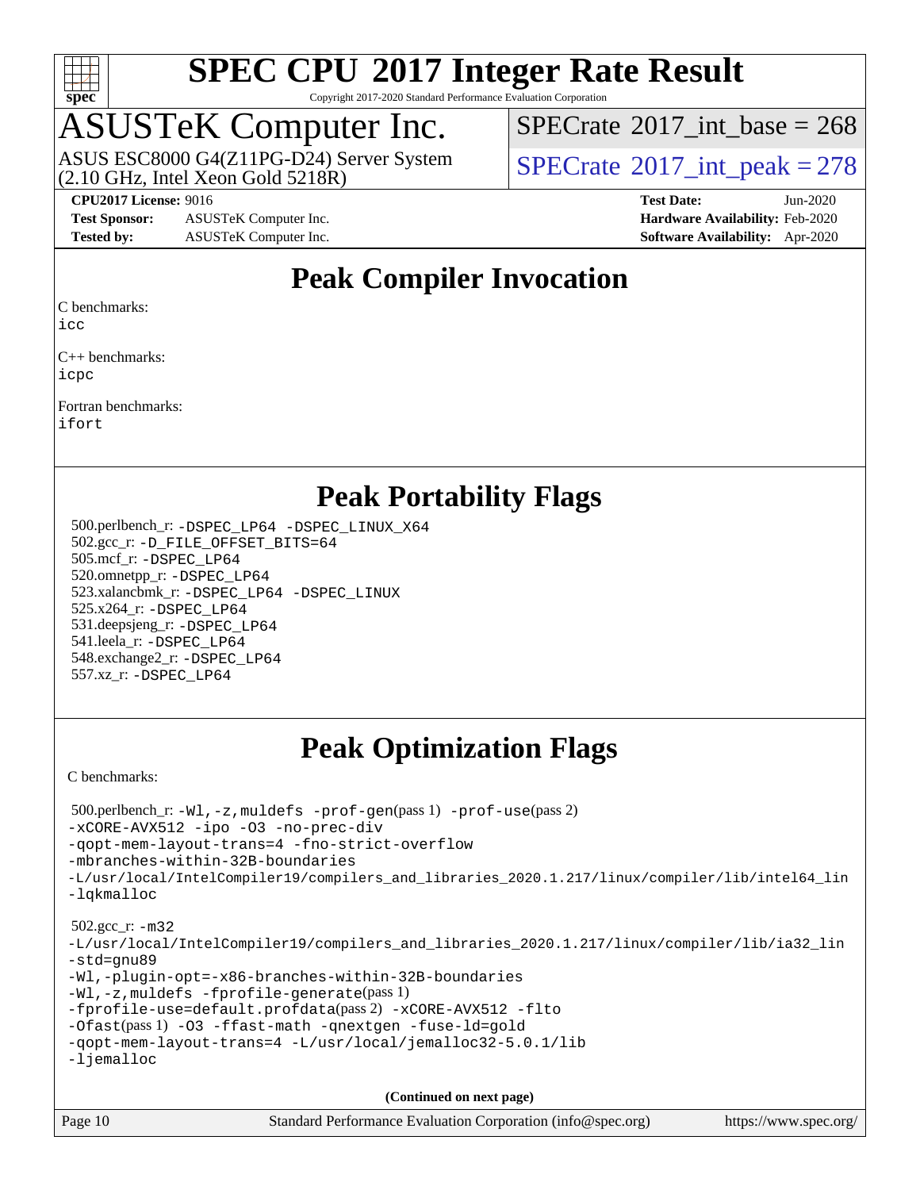# SPEC CPU 2017 Integer Rate Result

Copyright 2017-2020 Standard Performance Evaluation Corporation

## ASUSTeK Computer Inc.

ASUS ESC8000 G4(Z11PG-D24) Server System (2.10 GHz, Intel Xeon Gold 5218R)

SPECrate 2017_int_base = 268

SPECrate 2017_int_peak = 278

**CPU2017 License:** 9016
**Test Sponsor:** ASUSTeK Computer Inc.
**Tested by:** ASUSTeK Computer Inc.

**Test Date:** Jun-2020
**Hardware Availability:** Feb-2020
**Software Availability:** Apr-2020

## Peak Compiler Invocation

C benchmarks:
icc

C++ benchmarks:
icpc

Fortran benchmarks:
ifort

## Peak Portability Flags

500.perlbench_r: -DSPEC_LP64 -DSPEC_LINUX_X64
502.gcc_r: -D_FILE_OFFSET_BITS=64
505.mcf_r: -DSPEC_LP64
520.omnetpp_r: -DSPEC_LP64
523.xalancbmk_r: -DSPEC_LP64 -DSPEC_LINUX
525.x264_r: -DSPEC_LP64
531.deepsjeng_r: -DSPEC_LP64
541.leela_r: -DSPEC_LP64
548.exchange2_r: -DSPEC_LP64
557.xz_r: -DSPEC_LP64

## Peak Optimization Flags

C benchmarks:

500.perlbench_r: -Wl,-z,muldefs -prof-gen(pass 1) -prof-use(pass 2)
-xCORE-AVX512 -ipo -O3 -no-prec-div
-qopt-mem-layout-trans=4 -fno-strict-overflow
-mbranches-within-32B-boundaries
-L/usr/local/IntelCompiler19/compilers_and_libraries_2020.1.217/linux/compiler/lib/intel64_lin
-lqkmalloc

502.gcc_r: -m32
-L/usr/local/IntelCompiler19/compilers_and_libraries_2020.1.217/linux/compiler/lib/ia32_lin
-std=gnu89
-Wl,-plugin-opt=-x86-branches-within-32B-boundaries
-Wl,-z,muldefs -fprofile-generate(pass 1)
-fprofile-use=default.profdata(pass 2) -xCORE-AVX512 -flto
-Ofast(pass 1) -O3 -ffast-math -qnextgen -fuse-ld=gold
-qopt-mem-layout-trans=4 -L/usr/local/jemalloc32-5.0.1/lib
-ljemalloc

**(Continued on next page)**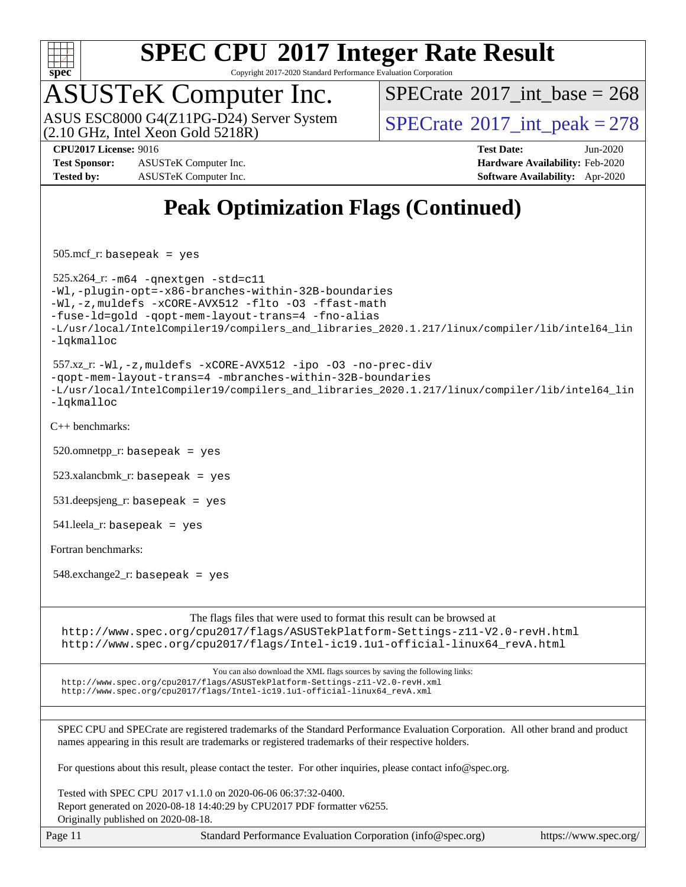# Peak Optimization Flags (Continued)

505.mcf_r: `basepeak = yes`

525.x264_r: `-m64 -qnextgen -std=c11`
`-Wl,-plugin-opt=-x86-branches-within-32B-boundaries`
`-Wl,-z,muldefs -xCORE-AVX512 -flto -O3 -ffast-math`
`-fuse-ld=gold -qopt-mem-layout-trans=4 -fno-alias`
`-L/usr/local/IntelCompiler19/compilers_and_libraries_2020.1.217/linux/compiler/lib/intel64_lin`
`-lqkmalloc`

557.xz_r: `-Wl,-z,muldefs -xCORE-AVX512 -ipo -O3 -no-prec-div`
`-qopt-mem-layout-trans=4 -mbranches-within-32B-boundaries`
`-L/usr/local/IntelCompiler19/compilers_and_libraries_2020.1.217/linux/compiler/lib/intel64_lin`
`-lqkmalloc`

C++ benchmarks:

520.omnetpp_r: `basepeak = yes`

523.xalancbmk_r: `basepeak = yes`

531.deepsjeng_r: `basepeak = yes`

541.leela_r: `basepeak = yes`

Fortran benchmarks:

548.exchange2_r: `basepeak = yes`

The flags files that were used to format this result can be browsed at
http://www.spec.org/cpu2017/flags/ASUSTekPlatform-Settings-z11-V2.0-revH.html
http://www.spec.org/cpu2017/flags/Intel-ic19.1u1-official-linux64_revA.html

You can also download the XML flags sources by saving the following links:
http://www.spec.org/cpu2017/flags/ASUSTekPlatform-Settings-z11-V2.0-revH.xml
http://www.spec.org/cpu2017/flags/Intel-ic19.1u1-official-linux64_revA.xml

SPEC CPU and SPECrate are registered trademarks of the Standard Performance Evaluation Corporation. All other brand and product names appearing in this result are trademarks or registered trademarks of their respective holders.

For questions about this result, please contact the tester. For other inquiries, please contact info@spec.org.

Tested with SPEC CPU 2017 v1.1.0 on 2020-06-06 06:37:32-0400.
Report generated on 2020-08-18 14:40:29 by CPU2017 PDF formatter v6255.
Originally published on 2020-08-18.